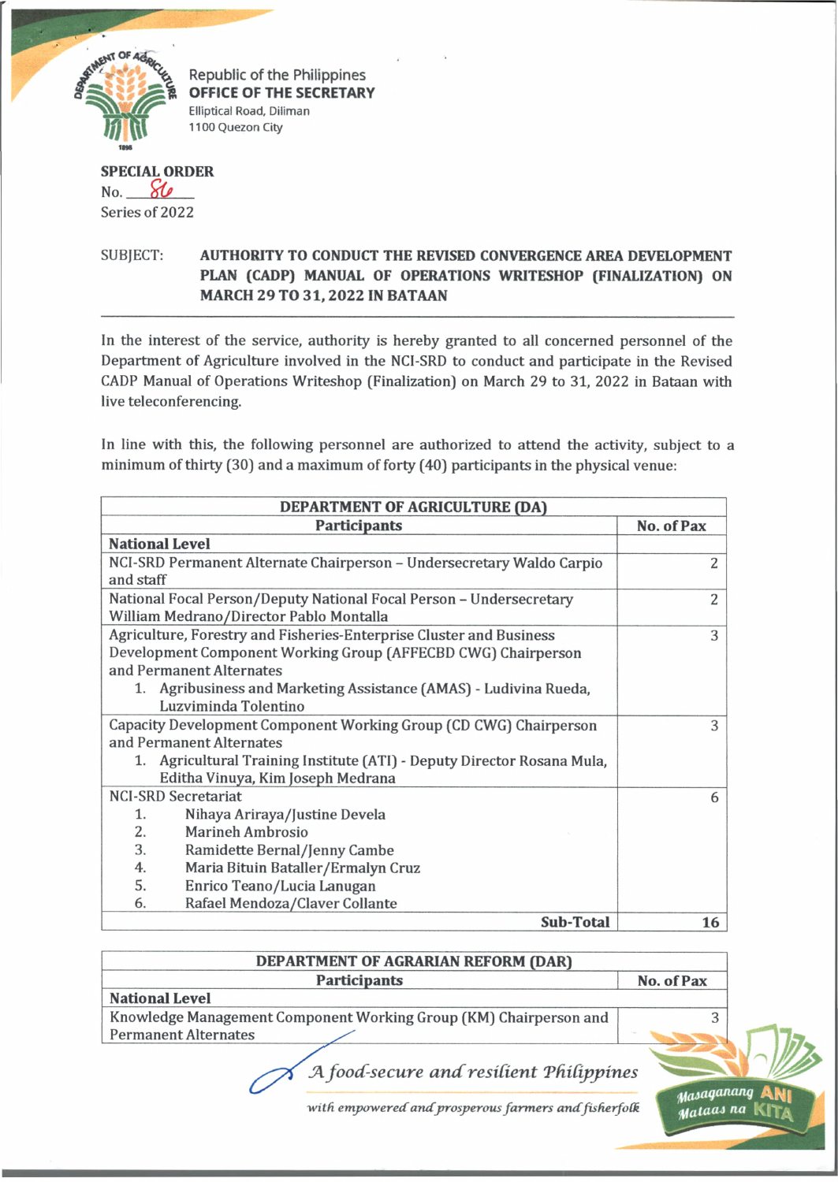Republic of the Philippines
**OFFICE OF THE SECRETARY**
Elliptical Road, Diliman
1100 Quezon City

**SPECIAL ORDER**
No. 86
Series of 2022

SUBJECT: **AUTHORITY TO CONDUCT THE REVISED CONVERGENCE AREA DEVELOPMENT PLAN (CADP) MANUAL OF OPERATIONS WRITESHOP (FINALIZATION) ON MARCH 29 TO 31, 2022 IN BATAAN**

---

In the interest of the service, authority is hereby granted to all concerned personnel of the Department of Agriculture involved in the NCI-SRD to conduct and participate in the Revised CADP Manual of Operations Writeshop (Finalization) on March 29 to 31, 2022 in Bataan with live teleconferencing.

In line with this, the following personnel are authorized to attend the activity, subject to a minimum of thirty (30) and a maximum of forty (40) participants in the physical venue:

| **DEPARTMENT OF AGRICULTURE (DA)** | |
|---|---|
| **Participants** | **No. of Pax** |
| **National Level** | |
| NCI-SRD Permanent Alternate Chairperson – Undersecretary Waldo Carpio and staff | 2 |
| National Focal Person/Deputy National Focal Person – Undersecretary William Medrano/Director Pablo Montalla | 2 |
| Agriculture, Forestry and Fisheries-Enterprise Cluster and Business Development Component Working Group (AFFECBD CWG) Chairperson and Permanent Alternates<br>1. Agribusiness and Marketing Assistance (AMAS) - Ludivina Rueda, Luzviminda Tolentino | 3 |
| Capacity Development Component Working Group (CD CWG) Chairperson and Permanent Alternates<br>1. Agricultural Training Institute (ATI) - Deputy Director Rosana Mula, Editha Vinuya, Kim Joseph Medrana | 3 |
| NCI-SRD Secretariat<br>1. Nihaya Ariraya/Justine Devela<br>2. Marineh Ambrosio<br>3. Ramidette Bernal/Jenny Cambe<br>4. Maria Bituin Bataller/Ermalyn Cruz<br>5. Enrico Teano/Lucia Lanugan<br>6. Rafael Mendoza/Claver Collante | 6 |
| **Sub-Total** | **16** |

| **DEPARTMENT OF AGRARIAN REFORM (DAR)** | |
|---|---|
| **Participants** | **No. of Pax** |
| **National Level** | |
| Knowledge Management Component Working Group (KM) Chairperson and Permanent Alternates | 3 |

*A food-secure and resilient Philippines*
*with empowered and prosperous farmers and fisherfolk*

Masaganang ANI Mataas na KITA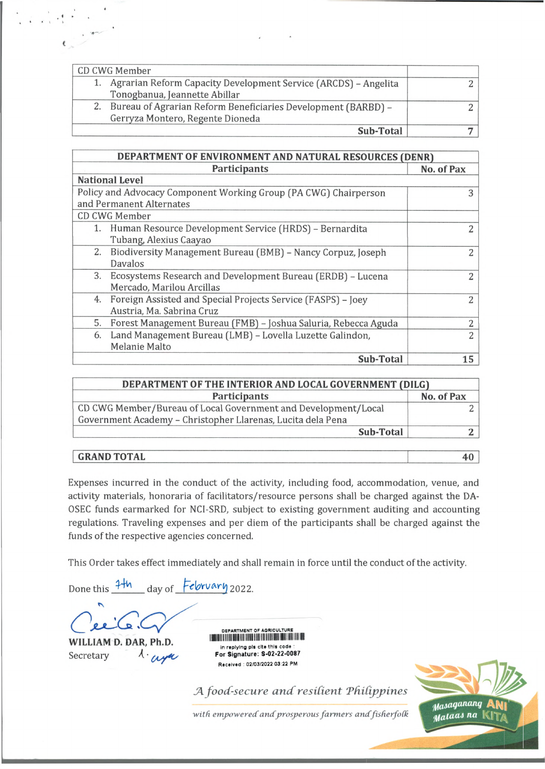| CD CWG Member | |
|---|---|
| 1. Agrarian Reform Capacity Development Service (ARCDS) – Angelita Tonogbanua, Jeannette Abillar | 2 |
| 2. Bureau of Agrarian Reform Beneficiaries Development (BARBD) – Gerryza Montero, Regente Dioneda | 2 |
| **Sub-Total** | **7** |

| **DEPARTMENT OF ENVIRONMENT AND NATURAL RESOURCES (DENR)** | |
|---|---|
| **Participants** | **No. of Pax** |
| **National Level** | |
| Policy and Advocacy Component Working Group (PA CWG) Chairperson and Permanent Alternates | 3 |
| CD CWG Member | |
| 1. Human Resource Development Service (HRDS) – Bernardita Tubang, Alexius Caayao | 2 |
| 2. Biodiversity Management Bureau (BMB) – Nancy Corpuz, Joseph Davalos | 2 |
| 3. Ecosystems Research and Development Bureau (ERDB) – Lucena Mercado, Marilou Arcillas | 2 |
| 4. Foreign Assisted and Special Projects Service (FASPS) – Joey Austria, Ma. Sabrina Cruz | 2 |
| 5. Forest Management Bureau (FMB) – Joshua Saluria, Rebecca Aguda | 2 |
| 6. Land Management Bureau (LMB) – Lovella Luzette Galindon, Melanie Malto | 2 |
| **Sub-Total** | **15** |

| **DEPARTMENT OF THE INTERIOR AND LOCAL GOVERNMENT (DILG)** | |
|---|---|
| **Participants** | **No. of Pax** |
| CD CWG Member/Bureau of Local Government and Development/Local Government Academy – Christopher Llarenas, Lucita dela Pena | 2 |
| **Sub-Total** | **2** |

| **GRAND TOTAL** | **40** |
|---|---|

Expenses incurred in the conduct of the activity, including food, accommodation, venue, and activity materials, honoraria of facilitators/resource persons shall be charged against the DA-OSEC funds earmarked for NCI-SRD, subject to existing government auditing and accounting regulations. Traveling expenses and per diem of the participants shall be charged against the funds of the respective agencies concerned.

This Order takes effect immediately and shall remain in force until the conduct of the activity.

Done this 7th day of February 2022.

**WILLIAM D. DAR, Ph.D.**
Secretary

DEPARTMENT OF AGRICULTURE
in replying pls cite this code :
For Signature: S-02-22-0087
Received : 02/03/2022 03:22 PM

*A food-secure and resilient Philippines*
*with empowered and prosperous farmers and fisherfolk*

Masaganang ANI Mataas na KITA